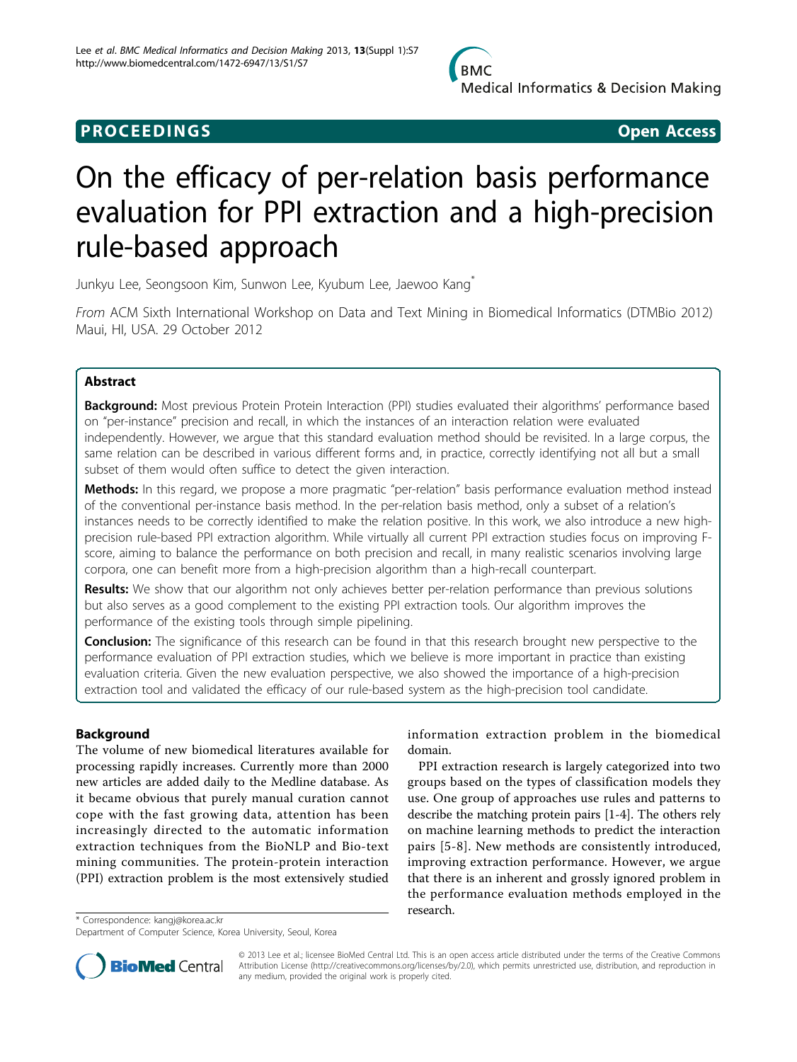**PROCEEDINGS** **Open Access**

# On the efficacy of per-relation basis performance evaluation for PPI extraction and a high-precision rule-based approach

Junkyu Lee, Seongsoon Kim, Sunwon Lee, Kyubum Lee, Jaewoo Kang*

*From* ACM Sixth International Workshop on Data and Text Mining in Biomedical Informatics (DTMBio 2012) Maui, HI, USA. 29 October 2012

## Abstract

**Background:** Most previous Protein Protein Interaction (PPI) studies evaluated their algorithms' performance based on "per-instance" precision and recall, in which the instances of an interaction relation were evaluated independently. However, we argue that this standard evaluation method should be revisited. In a large corpus, the same relation can be described in various different forms and, in practice, correctly identifying not all but a small subset of them would often suffice to detect the given interaction.

**Methods:** In this regard, we propose a more pragmatic "per-relation" basis performance evaluation method instead of the conventional per-instance basis method. In the per-relation basis method, only a subset of a relation's instances needs to be correctly identified to make the relation positive. In this work, we also introduce a new high-precision rule-based PPI extraction algorithm. While virtually all current PPI extraction studies focus on improving F-score, aiming to balance the performance on both precision and recall, in many realistic scenarios involving large corpora, one can benefit more from a high-precision algorithm than a high-recall counterpart.

**Results:** We show that our algorithm not only achieves better per-relation performance than previous solutions but also serves as a good complement to the existing PPI extraction tools. Our algorithm improves the performance of the existing tools through simple pipelining.

**Conclusion:** The significance of this research can be found in that this research brought new perspective to the performance evaluation of PPI extraction studies, which we believe is more important in practice than existing evaluation criteria. Given the new evaluation perspective, we also showed the importance of a high-precision extraction tool and validated the efficacy of our rule-based system as the high-precision tool candidate.

## Background

The volume of new biomedical literatures available for processing rapidly increases. Currently more than 2000 new articles are added daily to the Medline database. As it became obvious that purely manual curation cannot cope with the fast growing data, attention has been increasingly directed to the automatic information extraction techniques from the BioNLP and Bio-text mining communities. The protein-protein interaction (PPI) extraction problem is the most extensively studied information extraction problem in the biomedical domain.

PPI extraction research is largely categorized into two groups based on the types of classification models they use. One group of approaches use rules and patterns to describe the matching protein pairs [1-4]. The others rely on machine learning methods to predict the interaction pairs [5-8]. New methods are consistently introduced, improving extraction performance. However, we argue that there is an inherent and grossly ignored problem in the performance evaluation methods employed in the research.

* Correspondence: kangj@korea.ac.kr
Department of Computer Science, Korea University, Seoul, Korea

© 2013 Lee et al.; licensee BioMed Central Ltd. This is an open access article distributed under the terms of the Creative Commons Attribution License (http://creativecommons.org/licenses/by/2.0), which permits unrestricted use, distribution, and reproduction in any medium, provided the original work is properly cited.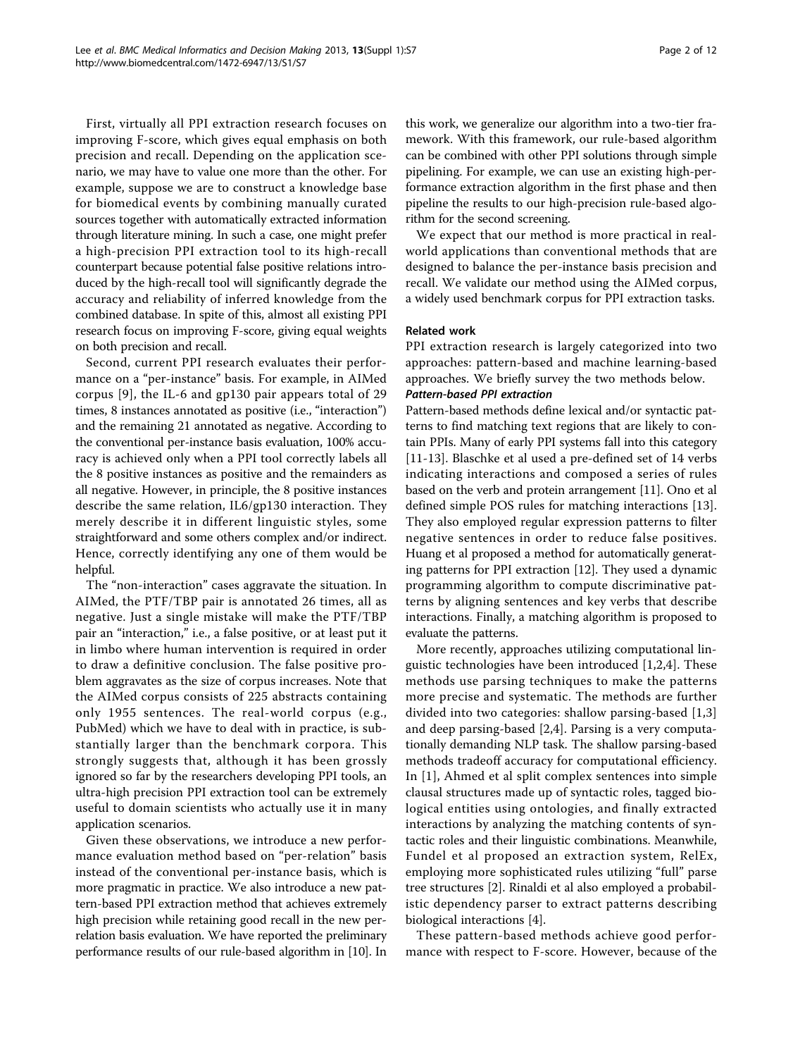First, virtually all PPI extraction research focuses on improving F-score, which gives equal emphasis on both precision and recall. Depending on the application scenario, we may have to value one more than the other. For example, suppose we are to construct a knowledge base for biomedical events by combining manually curated sources together with automatically extracted information through literature mining. In such a case, one might prefer a high-precision PPI extraction tool to its high-recall counterpart because potential false positive relations introduced by the high-recall tool will significantly degrade the accuracy and reliability of inferred knowledge from the combined database. In spite of this, almost all existing PPI research focus on improving F-score, giving equal weights on both precision and recall.

Second, current PPI research evaluates their performance on a "per-instance" basis. For example, in AIMed corpus [9], the IL-6 and gp130 pair appears total of 29 times, 8 instances annotated as positive (i.e., "interaction") and the remaining 21 annotated as negative. According to the conventional per-instance basis evaluation, 100% accuracy is achieved only when a PPI tool correctly labels all the 8 positive instances as positive and the remainders as all negative. However, in principle, the 8 positive instances describe the same relation, IL6/gp130 interaction. They merely describe it in different linguistic styles, some straightforward and some others complex and/or indirect. Hence, correctly identifying any one of them would be helpful.

The "non-interaction" cases aggravate the situation. In AIMed, the PTF/TBP pair is annotated 26 times, all as negative. Just a single mistake will make the PTF/TBP pair an "interaction," i.e., a false positive, or at least put it in limbo where human intervention is required in order to draw a definitive conclusion. The false positive problem aggravates as the size of corpus increases. Note that the AIMed corpus consists of 225 abstracts containing only 1955 sentences. The real-world corpus (e.g., PubMed) which we have to deal with in practice, is substantially larger than the benchmark corpora. This strongly suggests that, although it has been grossly ignored so far by the researchers developing PPI tools, an ultra-high precision PPI extraction tool can be extremely useful to domain scientists who actually use it in many application scenarios.

Given these observations, we introduce a new performance evaluation method based on "per-relation" basis instead of the conventional per-instance basis, which is more pragmatic in practice. We also introduce a new pattern-based PPI extraction method that achieves extremely high precision while retaining good recall in the new per-relation basis evaluation. We have reported the preliminary performance results of our rule-based algorithm in [10]. In this work, we generalize our algorithm into a two-tier framework. With this framework, our rule-based algorithm can be combined with other PPI solutions through simple pipelining. For example, we can use an existing high-performance extraction algorithm in the first phase and then pipeline the results to our high-precision rule-based algorithm for the second screening.

We expect that our method is more practical in real-world applications than conventional methods that are designed to balance the per-instance basis precision and recall. We validate our method using the AIMed corpus, a widely used benchmark corpus for PPI extraction tasks.

## Related work

PPI extraction research is largely categorized into two approaches: pattern-based and machine learning-based approaches. We briefly survey the two methods below.

### *Pattern-based PPI extraction*

Pattern-based methods define lexical and/or syntactic patterns to find matching text regions that are likely to contain PPIs. Many of early PPI systems fall into this category [11-13]. Blaschke et al used a pre-defined set of 14 verbs indicating interactions and composed a series of rules based on the verb and protein arrangement [11]. Ono et al defined simple POS rules for matching interactions [13]. They also employed regular expression patterns to filter negative sentences in order to reduce false positives. Huang et al proposed a method for automatically generating patterns for PPI extraction [12]. They used a dynamic programming algorithm to compute discriminative patterns by aligning sentences and key verbs that describe interactions. Finally, a matching algorithm is proposed to evaluate the patterns.

More recently, approaches utilizing computational linguistic technologies have been introduced [1,2,4]. These methods use parsing techniques to make the patterns more precise and systematic. The methods are further divided into two categories: shallow parsing-based [1,3] and deep parsing-based [2,4]. Parsing is a very computationally demanding NLP task. The shallow parsing-based methods tradeoff accuracy for computational efficiency. In [1], Ahmed et al split complex sentences into simple clausal structures made up of syntactic roles, tagged biological entities using ontologies, and finally extracted interactions by analyzing the matching contents of syntactic roles and their linguistic combinations. Meanwhile, Fundel et al proposed an extraction system, RelEx, employing more sophisticated rules utilizing "full" parse tree structures [2]. Rinaldi et al also employed a probabilistic dependency parser to extract patterns describing biological interactions [4].

These pattern-based methods achieve good performance with respect to F-score. However, because of the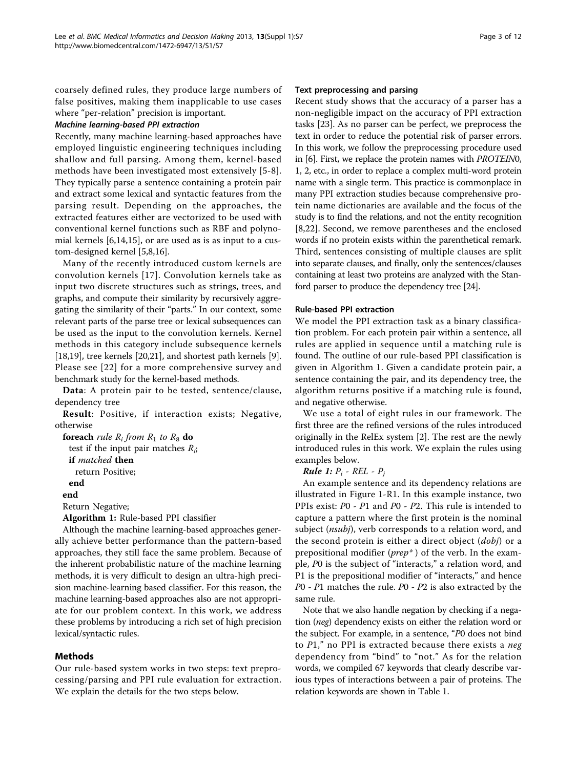coarsely defined rules, they produce large numbers of false positives, making them inapplicable to use cases where "per-relation" precision is important.

#### *Machine learning-based PPI extraction*

Recently, many machine learning-based approaches have employed linguistic engineering techniques including shallow and full parsing. Among them, kernel-based methods have been investigated most extensively [5-8]. They typically parse a sentence containing a protein pair and extract some lexical and syntactic features from the parsing result. Depending on the approaches, the extracted features either are vectorized to be used with conventional kernel functions such as RBF and polynomial kernels [6,14,15], or are used as is as input to a custom-designed kernel [5,8,16].

Many of the recently introduced custom kernels are convolution kernels [17]. Convolution kernels take as input two discrete structures such as strings, trees, and graphs, and compute their similarity by recursively aggregating the similarity of their "parts." In our context, some relevant parts of the parse tree or lexical subsequences can be used as the input to the convolution kernels. Kernel methods in this category include subsequence kernels [18,19], tree kernels [20,21], and shortest path kernels [9]. Please see [22] for a more comprehensive survey and benchmark study for the kernel-based methods.

```
Data: A protein pair to be tested, sentence/clause, dependency tree
Result: Positive, if interaction exists; Negative, otherwise
foreach rule R_i from R_1 to R_8 do
  test if the input pair matches R_i;
  if matched then
    return Positive;
  end
end
Return Negative;
```

**Algorithm 1:** Rule-based PPI classifier

Although the machine learning-based approaches generally achieve better performance than the pattern-based approaches, they still face the same problem. Because of the inherent probabilistic nature of the machine learning methods, it is very difficult to design an ultra-high precision machine-learning based classifier. For this reason, the machine learning-based approaches also are not appropriate for our problem context. In this work, we address these problems by introducing a rich set of high precision lexical/syntactic rules.

## Methods

Our rule-based system works in two steps: text preprocessing/parsing and PPI rule evaluation for extraction. We explain the details for the two steps below.

### Text preprocessing and parsing

Recent study shows that the accuracy of a parser has a non-negligible impact on the accuracy of PPI extraction tasks [23]. As no parser can be perfect, we preprocess the text in order to reduce the potential risk of parser errors. In this work, we follow the preprocessing procedure used in [6]. First, we replace the protein names with *PROTEIN*0, 1, 2, etc., in order to replace a complex multi-word protein name with a single term. This practice is commonplace in many PPI extraction studies because comprehensive protein name dictionaries are available and the focus of the study is to find the relations, and not the entity recognition [8,22]. Second, we remove parentheses and the enclosed words if no protein exists within the parenthetical remark. Third, sentences consisting of multiple clauses are split into separate clauses, and finally, only the sentences/clauses containing at least two proteins are analyzed with the Stanford parser to produce the dependency tree [24].

### Rule-based PPI extraction

We model the PPI extraction task as a binary classification problem. For each protein pair within a sentence, all rules are applied in sequence until a matching rule is found. The outline of our rule-based PPI classification is given in Algorithm 1. Given a candidate protein pair, a sentence containing the pair, and its dependency tree, the algorithm returns positive if a matching rule is found, and negative otherwise.

We use a total of eight rules in our framework. The first three are the refined versions of the rules introduced originally in the RelEx system [2]. The rest are the newly introduced rules in this work. We explain the rules using examples below.

***Rule 1:*** $P_i$ *- REL -* $P_j$

An example sentence and its dependency relations are illustrated in Figure 1-R1. In this example instance, two PPIs exist: *P*0 - *P*1 and *P*0 - *P*2. This rule is intended to capture a pattern where the first protein is the nominal subject (*nsubj*), verb corresponds to a relation word, and the second protein is either a direct object (*dobj*) or a prepositional modifier (*prep\** ) of the verb. In the example, *P*0 is the subject of "interacts," a relation word, and P1 is the prepositional modifier of "interacts," and hence *P*0 - *P*1 matches the rule. *P*0 - *P*2 is also extracted by the same rule.

Note that we also handle negation by checking if a negation (*neg*) dependency exists on either the relation word or the subject. For example, in a sentence, "*P*0 does not bind to *P*1," no PPI is extracted because there exists a *neg* dependency from "bind" to "not." As for the relation words, we compiled 67 keywords that clearly describe various types of interactions between a pair of proteins. The relation keywords are shown in Table 1.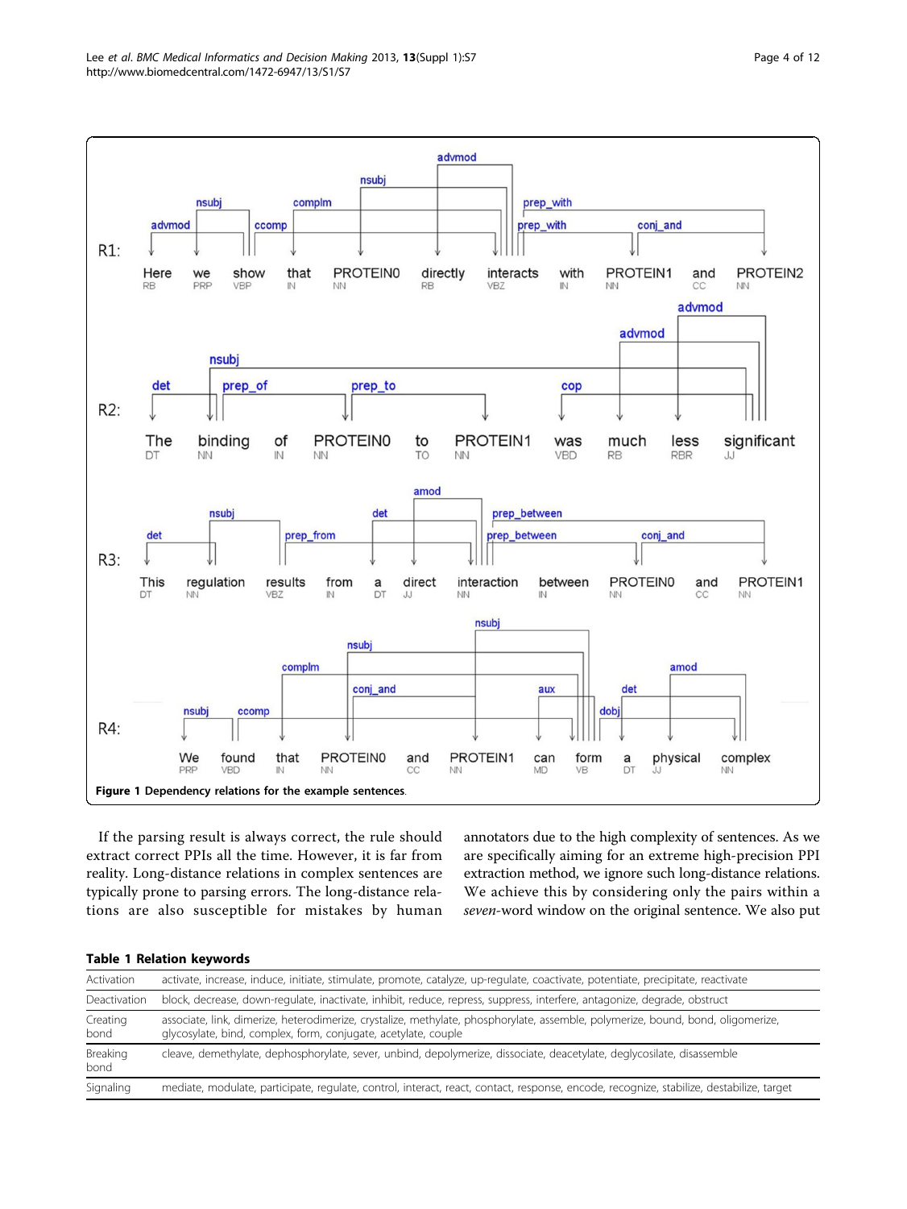Figure 1 Dependency relations for the example sentences.

If the parsing result is always correct, the rule should extract correct PPIs all the time. However, it is far from reality. Long-distance relations in complex sentences are typically prone to parsing errors. The long-distance relations are also susceptible for mistakes by human annotators due to the high complexity of sentences. As we are specifically aiming for an extreme high-precision PPI extraction method, we ignore such long-distance relations. We achieve this by considering only the pairs within a *seven*-word window on the original sentence. We also put

**Table 1 Relation keywords**

| | |
|---|---|
| Activation | activate, increase, induce, initiate, stimulate, promote, catalyze, up-regulate, coactivate, potentiate, precipitate, reactivate |
| Deactivation | block, decrease, down-regulate, inactivate, inhibit, reduce, repress, suppress, interfere, antagonize, degrade, obstruct |
| Creating bond | associate, link, dimerize, heterodimerize, crystalize, methylate, phosphorylate, assemble, polymerize, bound, bond, oligomerize, glycosylate, bind, complex, form, conjugate, acetylate, couple |
| Breaking bond | cleave, demethylate, dephosphorylate, sever, unbind, depolymerize, dissociate, deacetylate, deglycosilate, disassemble |
| Signaling | mediate, modulate, participate, regulate, control, interact, react, contact, response, encode, recognize, stabilize, destabilize, target |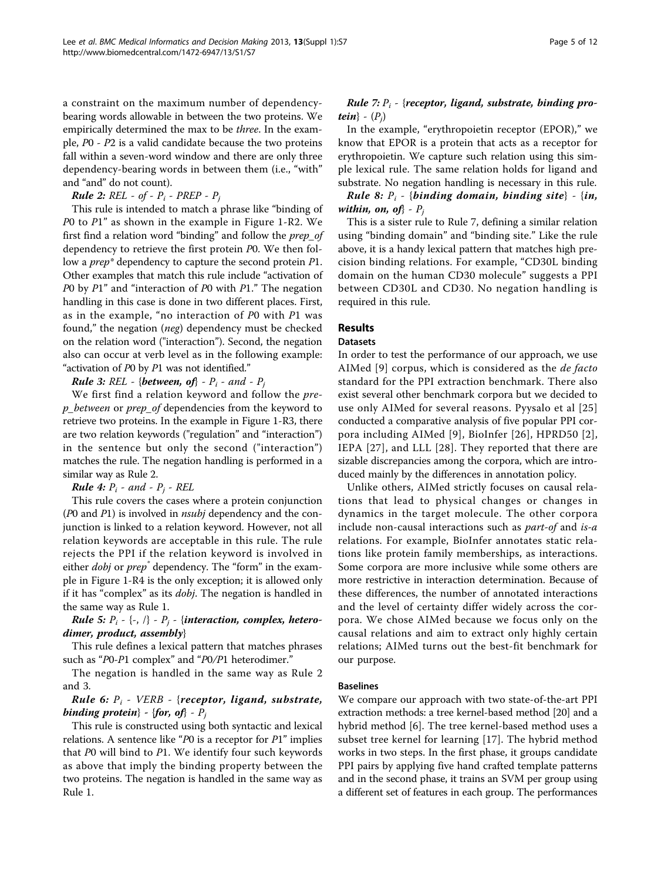a constraint on the maximum number of dependency-bearing words allowable in between the two proteins. We empirically determined the max to be *three*. In the example, *P*0 - *P*2 is a valid candidate because the two proteins fall within a seven-word window and there are only three dependency-bearing words in between them (i.e., "with" and "and" do not count).

***Rule 2:*** *REL - of - $P_i$ - PREP - $P_j$*

This rule is intended to match a phrase like "binding of *P*0 to *P*1" as shown in the example in Figure 1-R2. We first find a relation word "binding" and follow the *prep_of* dependency to retrieve the first protein *P*0. We then follow a *prep\** dependency to capture the second protein *P*1. Other examples that match this rule include "activation of *P*0 by *P*1" and "interaction of *P*0 with *P*1." The negation handling in this case is done in two different places. First, as in the example, "no interaction of *P*0 with *P*1 was found," the negation (*neg*) dependency must be checked on the relation word ("interaction"). Second, the negation also can occur at verb level as in the following example: "activation of *P*0 by *P*1 was not identified."

***Rule 3:*** *REL - {**between, of**} - $P_i$ - and - $P_j$*

We first find a relation keyword and follow the *prep_between* or *prep_of* dependencies from the keyword to retrieve two proteins. In the example in Figure 1-R3, there are two relation keywords ("regulation" and "interaction") in the sentence but only the second ("interaction") matches the rule. The negation handling is performed in a similar way as Rule 2.

***Rule 4:*** *$P_i$ - and - $P_j$ - REL*

This rule covers the cases where a protein conjunction (*P*0 and *P*1) is involved in *nsubj* dependency and the conjunction is linked to a relation keyword. However, not all relation keywords are acceptable in this rule. The rule rejects the PPI if the relation keyword is involved in either *dobj* or *prep*$^*$ dependency. The "form" in the example in Figure 1-R4 is the only exception; it is allowed only if it has "complex" as its *dobj*. The negation is handled in the same way as Rule 1.

***Rule 5:*** *$P_i$ - {-, /} - $P_j$ - {**interaction, complex, heterodimer, product, assembly**}*

This rule defines a lexical pattern that matches phrases such as "*P*0-*P*1 complex" and "*P*0/*P*1 heterodimer."

The negation is handled in the same way as Rule 2 and 3.

***Rule 6:*** *$P_i$ - VERB - {**receptor, ligand, substrate, binding protein**} - {**for, of**} - $P_j$*

This rule is constructed using both syntactic and lexical relations. A sentence like "*P*0 is a receptor for *P*1" implies that *P*0 will bind to *P*1. We identify four such keywords as above that imply the binding property between the two proteins. The negation is handled in the same way as Rule 1.

***Rule 7:*** *$P_i$ - {**receptor, ligand, substrate, binding protein**} - ($P_j$)*

In the example, "erythropoietin receptor (EPOR)," we know that EPOR is a protein that acts as a receptor for erythropoietin. We capture such relation using this simple lexical rule. The same relation holds for ligand and substrate. No negation handling is necessary in this rule.

***Rule 8:*** *$P_i$ - {**binding domain, binding site**} - {**in, within, on, of**} - $P_j$*

This is a sister rule to Rule 7, defining a similar relation using "binding domain" and "binding site." Like the rule above, it is a handy lexical pattern that matches high precision binding relations. For example, "CD30L binding domain on the human CD30 molecule" suggests a PPI between CD30L and CD30. No negation handling is required in this rule.

## Results

### Datasets

In order to test the performance of our approach, we use AIMed [9] corpus, which is considered as the *de facto* standard for the PPI extraction benchmark. There also exist several other benchmark corpora but we decided to use only AIMed for several reasons. Pyysalo et al [25] conducted a comparative analysis of five popular PPI corpora including AIMed [9], BioInfer [26], HPRD50 [2], IEPA [27], and LLL [28]. They reported that there are sizable discrepancies among the corpora, which are introduced mainly by the differences in annotation policy.

Unlike others, AIMed strictly focuses on causal relations that lead to physical changes or changes in dynamics in the target molecule. The other corpora include non-causal interactions such as *part-of* and *is-a* relations. For example, BioInfer annotates static relations like protein family memberships, as interactions. Some corpora are more inclusive while some others are more restrictive in interaction determination. Because of these differences, the number of annotated interactions and the level of certainty differ widely across the corpora. We chose AIMed because we focus only on the causal relations and aim to extract only highly certain relations; AIMed turns out the best-fit benchmark for our purpose.

### Baselines

We compare our approach with two state-of-the-art PPI extraction methods: a tree kernel-based method [20] and a hybrid method [6]. The tree kernel-based method uses a subset tree kernel for learning [17]. The hybrid method works in two steps. In the first phase, it groups candidate PPI pairs by applying five hand crafted template patterns and in the second phase, it trains an SVM per group using a different set of features in each group. The performances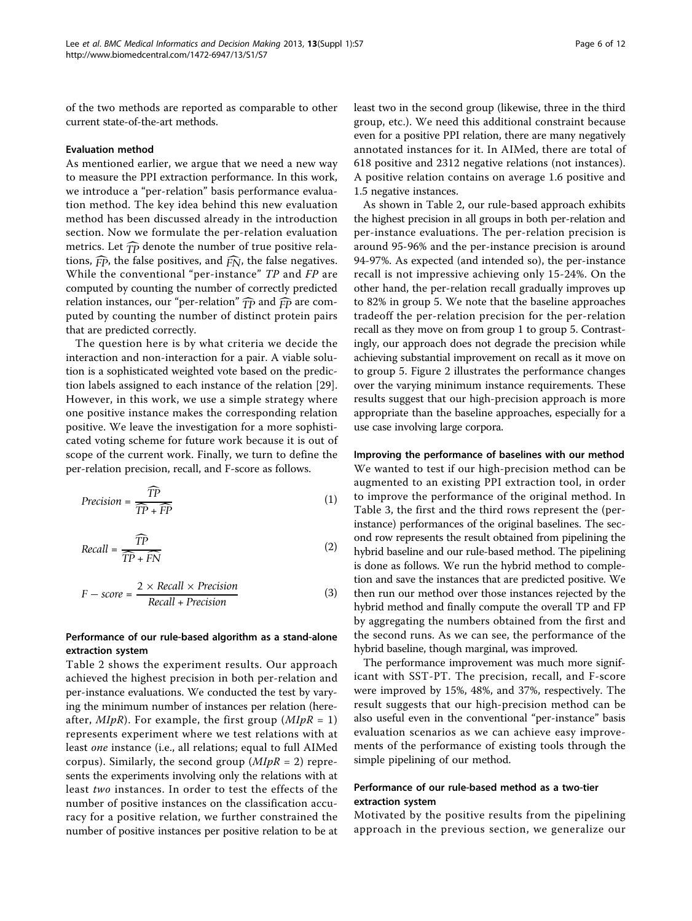of the two methods are reported as comparable to other current state-of-the-art methods.

### Evaluation method

As mentioned earlier, we argue that we need a new way to measure the PPI extraction performance. In this work, we introduce a "per-relation" basis performance evaluation method. The key idea behind this new evaluation method has been discussed already in the introduction section. Now we formulate the per-relation evaluation metrics. Let $\widehat{TP}$ denote the number of true positive relations, $\widehat{FP}$, the false positives, and $\widehat{FN}$, the false negatives. While the conventional "per-instance" *TP* and *FP* are computed by counting the number of correctly predicted relation instances, our "per-relation" $\widehat{TP}$ and $\widehat{FP}$ are computed by counting the number of distinct protein pairs that are predicted correctly.

The question here is by what criteria we decide the interaction and non-interaction for a pair. A viable solution is a sophisticated weighted vote based on the prediction labels assigned to each instance of the relation [29]. However, in this work, we use a simple strategy where one positive instance makes the corresponding relation positive. We leave the investigation for a more sophisticated voting scheme for future work because it is out of scope of the current work. Finally, we turn to define the per-relation precision, recall, and F-score as follows.

$$Precision = \frac{\widehat{TP}}{\widehat{TP} + \widehat{FP}} \tag{1}$$

$$Recall = \frac{\widehat{TP}}{\widehat{TP} + \widehat{FN}} \tag{2}$$

$$F-score = \frac{2 \times Recall \times Precision}{Recall + Precision} \tag{3}$$

### Performance of our rule-based algorithm as a stand-alone extraction system

Table 2 shows the experiment results. Our approach achieved the highest precision in both per-relation and per-instance evaluations. We conducted the test by varying the minimum number of instances per relation (hereafter, *MIpR*). For example, the first group (*MIpR* = 1) represents experiment where we test relations with at least *one* instance (i.e., all relations; equal to full AIMed corpus). Similarly, the second group (*MIpR* = 2) represents the experiments involving only the relations with at least *two* instances. In order to test the effects of the number of positive instances on the classification accuracy for a positive relation, we further constrained the number of positive instances per positive relation to be at least two in the second group (likewise, three in the third group, etc.). We need this additional constraint because even for a positive PPI relation, there are many negatively annotated instances for it. In AIMed, there are total of 618 positive and 2312 negative relations (not instances). A positive relation contains on average 1.6 positive and 1.5 negative instances.

As shown in Table 2, our rule-based approach exhibits the highest precision in all groups in both per-relation and per-instance evaluations. The per-relation precision is around 95-96% and the per-instance precision is around 94-97%. As expected (and intended so), the per-instance recall is not impressive achieving only 15-24%. On the other hand, the per-relation recall gradually improves up to 82% in group 5. We note that the baseline approaches tradeoff the per-relation precision for the per-relation recall as they move on from group 1 to group 5. Contrastingly, our approach does not degrade the precision while achieving substantial improvement on recall as it move on to group 5. Figure 2 illustrates the performance changes over the varying minimum instance requirements. These results suggest that our high-precision approach is more appropriate than the baseline approaches, especially for a use case involving large corpora.

### Improving the performance of baselines with our method

We wanted to test if our high-precision method can be augmented to an existing PPI extraction tool, in order to improve the performance of the original method. In Table 3, the first and the third rows represent the (per-instance) performances of the original baselines. The second row represents the result obtained from pipelining the hybrid baseline and our rule-based method. The pipelining is done as follows. We run the hybrid method to completion and save the instances that are predicted positive. We then run our method over those instances rejected by the hybrid method and finally compute the overall TP and FP by aggregating the numbers obtained from the first and the second runs. As we can see, the performance of the hybrid baseline, though marginal, was improved.

The performance improvement was much more significant with SST-PT. The precision, recall, and F-score were improved by 15%, 48%, and 37%, respectively. The result suggests that our high-precision method can be also useful even in the conventional "per-instance" basis evaluation scenarios as we can achieve easy improvements of the performance of existing tools through the simple pipelining of our method.

### Performance of our rule-based method as a two-tier extraction system

Motivated by the positive results from the pipelining approach in the previous section, we generalize our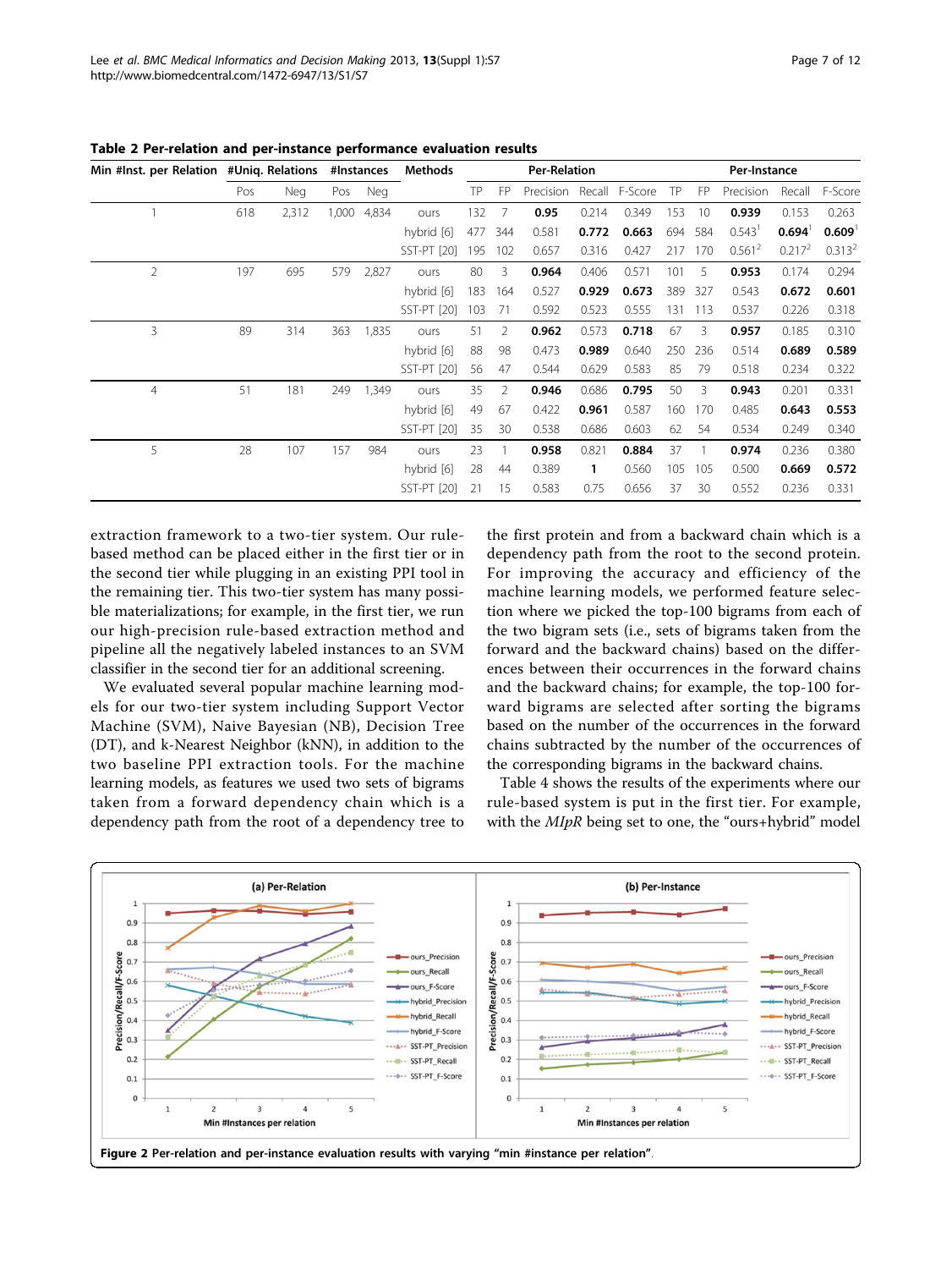**Table 2 Per-relation and per-instance performance evaluation results**

| Min #Inst. per Relation | #Uniq. Relations | | #Instances | | Methods | Per-Relation | | | | | Per-Instance | | | | |
|---|---|---|---|---|---|---|---|---|---|---|---|---|---|---|---|
| | Pos | Neg | Pos | Neg | | TP | FP | Precision | Recall | F-Score | TP | FP | Precision | Recall | F-Score |
| 1 | 618 | 2,312 | 1,000 | 4,834 | ours | 132 | 7 | **0.95** | 0.214 | 0.349 | 153 | 10 | **0.939** | 0.153 | 0.263 |
| | | | | | hybrid [6] | 477 | 344 | 0.581 | **0.772** | **0.663** | 694 | 584 | 0.543[1] | **0.694**[1] | **0.609**[1] |
| | | | | | SST-PT [20] | 195 | 102 | 0.657 | 0.316 | 0.427 | 217 | 170 | 0.561[2] | 0.217[2] | 0.313[2] |
| 2 | 197 | 695 | 579 | 2,827 | ours | 80 | 3 | **0.964** | 0.406 | 0.571 | 101 | 5 | **0.953** | 0.174 | 0.294 |
| | | | | | hybrid [6] | 183 | 164 | 0.527 | **0.929** | **0.673** | 389 | 327 | 0.543 | **0.672** | **0.601** |
| | | | | | SST-PT [20] | 103 | 71 | 0.592 | 0.523 | 0.555 | 131 | 113 | 0.537 | 0.226 | 0.318 |
| 3 | 89 | 314 | 363 | 1,835 | ours | 51 | 2 | **0.962** | 0.573 | **0.718** | 67 | 3 | **0.957** | 0.185 | 0.310 |
| | | | | | hybrid [6] | 88 | 98 | 0.473 | **0.989** | 0.640 | 250 | 236 | 0.514 | **0.689** | **0.589** |
| | | | | | SST-PT [20] | 56 | 47 | 0.544 | 0.629 | 0.583 | 85 | 79 | 0.518 | 0.234 | 0.322 |
| 4 | 51 | 181 | 249 | 1,349 | ours | 35 | 2 | **0.946** | 0.686 | **0.795** | 50 | 3 | **0.943** | 0.201 | 0.331 |
| | | | | | hybrid [6] | 49 | 67 | 0.422 | **0.961** | 0.587 | 160 | 170 | 0.485 | **0.643** | **0.553** |
| | | | | | SST-PT [20] | 35 | 30 | 0.538 | 0.686 | 0.603 | 62 | 54 | 0.534 | 0.249 | 0.340 |
| 5 | 28 | 107 | 157 | 984 | ours | 23 | 1 | **0.958** | 0.821 | **0.884** | 37 | 1 | **0.974** | 0.236 | 0.380 |
| | | | | | hybrid [6] | 28 | 44 | 0.389 | **1** | 0.560 | 105 | 105 | 0.500 | **0.669** | **0.572** |
| | | | | | SST-PT [20] | 21 | 15 | 0.583 | 0.75 | 0.656 | 37 | 30 | 0.552 | 0.236 | 0.331 |

extraction framework to a two-tier system. Our rule-based method can be placed either in the first tier or in the second tier while plugging in an existing PPI tool in the remaining tier. This two-tier system has many possible materializations; for example, in the first tier, we run our high-precision rule-based extraction method and pipeline all the negatively labeled instances to an SVM classifier in the second tier for an additional screening.

We evaluated several popular machine learning models for our two-tier system including Support Vector Machine (SVM), Naive Bayesian (NB), Decision Tree (DT), and k-Nearest Neighbor (kNN), in addition to the two baseline PPI extraction tools. For the machine learning models, as features we used two sets of bigrams taken from a forward dependency chain which is a dependency path from the root of a dependency tree to the first protein and from a backward chain which is a dependency path from the root to the second protein. For improving the accuracy and efficiency of the machine learning models, we performed feature selection where we picked the top-100 bigrams from each of the two bigram sets (i.e., sets of bigrams taken from the forward and the backward chains) based on the differences between their occurrences in the forward chains and the backward chains; for example, the top-100 forward bigrams are selected after sorting the bigrams based on the number of the occurrences in the forward chains subtracted by the number of the occurrences of the corresponding bigrams in the backward chains.

Table 4 shows the results of the experiments where our rule-based system is put in the first tier. For example, with the *MIpR* being set to one, the "ours+hybrid" model

**Figure 2** Per-relation and per-instance evaluation results with varying "min #instance per relation".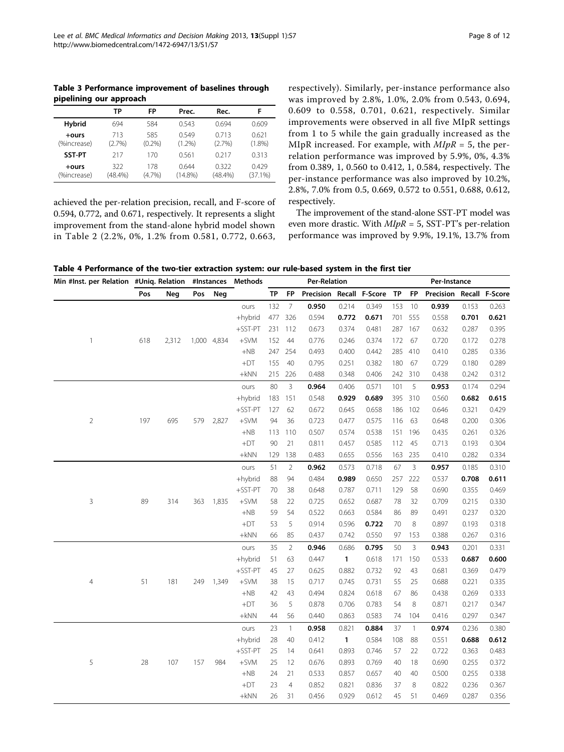**Table 3 Performance improvement of baselines through pipelining our approach**

| | TP | FP | Prec. | Rec. | F |
|---|---|---|---|---|---|
| **Hybrid** | 694 | 584 | 0.543 | 0.694 | 0.609 |
| **+ours** (%increase) | 713 (2.7%) | 585 (0.2%) | 0.549 (1.2%) | 0.713 (2.7%) | 0.621 (1.8%) |
| **SST-PT** | 217 | 170 | 0.561 | 0.217 | 0.313 |
| **+ours** (%increase) | 322 (48.4%) | 178 (4.7%) | 0.644 (14.8%) | 0.322 (48.4%) | 0.429 (37.1%) |

achieved the per-relation precision, recall, and F-score of 0.594, 0.772, and 0.671, respectively. It represents a slight improvement from the stand-alone hybrid model shown in Table 2 (2.2%, 0%, 1.2% from 0.581, 0.772, 0.663, respectively). Similarly, per-instance performance also was improved by 2.8%, 1.0%, 2.0% from 0.543, 0.694, 0.609 to 0.558, 0.701, 0.621, respectively. Similar improvements were observed in all five MIpR settings from 1 to 5 while the gain gradually increased as the MIpR increased. For example, with *MIpR* = 5, the per-relation performance was improved by 5.9%, 0%, 4.3% from 0.389, 1, 0.560 to 0.412, 1, 0.584, respectively. The per-instance performance was also improved by 10.2%, 2.8%, 7.0% from 0.5, 0.669, 0.572 to 0.551, 0.688, 0.612, respectively.

The improvement of the stand-alone SST-PT model was even more drastic. With *MIpR* = 5, SST-PT's per-relation performance was improved by 9.9%, 19.1%, 13.7% from

**Table 4 Performance of the two-tier extraction system: our rule-based system in the first tier**

| Min #Inst. per Relation | #Uniq. Relation | | #Instances | | Methods | Per-Relation | | | | | Per-Instance | | | | |
|---|---|---|---|---|---|---|---|---|---|---|---|---|---|---|---|
| | Pos | Neg | Pos | Neg | | TP | FP | Precision | Recall | F-Score | TP | FP | Precision | Recall | F-Score |
| 1 | 618 | 2,312 | 1,000 | 4,834 | ours | 132 | 7 | **0.950** | 0.214 | 0.349 | 153 | 10 | **0.939** | 0.153 | 0.263 |
| | | | | | +hybrid | 477 | 326 | 0.594 | **0.772** | **0.671** | 701 | 555 | 0.558 | **0.701** | **0.621** |
| | | | | | +SST-PT | 231 | 112 | 0.673 | 0.374 | 0.481 | 287 | 167 | 0.632 | 0.287 | 0.395 |
| | | | | | +SVM | 152 | 44 | 0.776 | 0.246 | 0.374 | 172 | 67 | 0.720 | 0.172 | 0.278 |
| | | | | | +NB | 247 | 254 | 0.493 | 0.400 | 0.442 | 285 | 410 | 0.410 | 0.285 | 0.336 |
| | | | | | +DT | 155 | 40 | 0.795 | 0.251 | 0.382 | 180 | 67 | 0.729 | 0.180 | 0.289 |
| | | | | | +kNN | 215 | 226 | 0.488 | 0.348 | 0.406 | 242 | 310 | 0.438 | 0.242 | 0.312 |
| 2 | 197 | 695 | 579 | 2,827 | ours | 80 | 3 | **0.964** | 0.406 | 0.571 | 101 | 5 | **0.953** | 0.174 | 0.294 |
| | | | | | +hybrid | 183 | 151 | 0.548 | **0.929** | **0.689** | 395 | 310 | 0.560 | **0.682** | **0.615** |
| | | | | | +SST-PT | 127 | 62 | 0.672 | 0.645 | 0.658 | 186 | 102 | 0.646 | 0.321 | 0.429 |
| | | | | | +SVM | 94 | 36 | 0.723 | 0.477 | 0.575 | 116 | 63 | 0.648 | 0.200 | 0.306 |
| | | | | | +NB | 113 | 110 | 0.507 | 0.574 | 0.538 | 151 | 196 | 0.435 | 0.261 | 0.326 |
| | | | | | +DT | 90 | 21 | 0.811 | 0.457 | 0.585 | 112 | 45 | 0.713 | 0.193 | 0.304 |
| | | | | | +kNN | 129 | 138 | 0.483 | 0.655 | 0.556 | 163 | 235 | 0.410 | 0.282 | 0.334 |
| 3 | 89 | 314 | 363 | 1,835 | ours | 51 | 2 | **0.962** | 0.573 | 0.718 | 67 | 3 | **0.957** | 0.185 | 0.310 |
| | | | | | +hybrid | 88 | 94 | 0.484 | **0.989** | 0.650 | 257 | 222 | 0.537 | **0.708** | **0.611** |
| | | | | | +SST-PT | 70 | 38 | 0.648 | 0.787 | 0.711 | 129 | 58 | 0.690 | 0.355 | 0.469 |
| | | | | | +SVM | 58 | 22 | 0.725 | 0.652 | 0.687 | 78 | 32 | 0.709 | 0.215 | 0.330 |
| | | | | | +NB | 59 | 54 | 0.522 | 0.663 | 0.584 | 86 | 89 | 0.491 | 0.237 | 0.320 |
| | | | | | +DT | 53 | 5 | 0.914 | 0.596 | **0.722** | 70 | 8 | 0.897 | 0.193 | 0.318 |
| | | | | | +kNN | 66 | 85 | 0.437 | 0.742 | 0.550 | 97 | 153 | 0.388 | 0.267 | 0.316 |
| 4 | 51 | 181 | 249 | 1,349 | ours | 35 | 2 | **0.946** | 0.686 | **0.795** | 50 | 3 | **0.943** | 0.201 | 0.331 |
| | | | | | +hybrid | 51 | 63 | 0.447 | **1** | 0.618 | 171 | 150 | 0.533 | **0.687** | **0.600** |
| | | | | | +SST-PT | 45 | 27 | 0.625 | 0.882 | 0.732 | 92 | 43 | 0.681 | 0.369 | 0.479 |
| | | | | | +SVM | 38 | 15 | 0.717 | 0.745 | 0.731 | 55 | 25 | 0.688 | 0.221 | 0.335 |
| | | | | | +NB | 42 | 43 | 0.494 | 0.824 | 0.618 | 67 | 86 | 0.438 | 0.269 | 0.333 |
| | | | | | +DT | 36 | 5 | 0.878 | 0.706 | 0.783 | 54 | 8 | 0.871 | 0.217 | 0.347 |
| | | | | | +kNN | 44 | 56 | 0.440 | 0.863 | 0.583 | 74 | 104 | 0.416 | 0.297 | 0.347 |
| 5 | 28 | 107 | 157 | 984 | ours | 23 | 1 | **0.958** | 0.821 | **0.884** | 37 | 1 | **0.974** | 0.236 | 0.380 |
| | | | | | +hybrid | 28 | 40 | 0.412 | **1** | 0.584 | 108 | 88 | 0.551 | **0.688** | **0.612** |
| | | | | | +SST-PT | 25 | 14 | 0.641 | 0.893 | 0.746 | 57 | 22 | 0.722 | 0.363 | 0.483 |
| | | | | | +SVM | 25 | 12 | 0.676 | 0.893 | 0.769 | 40 | 18 | 0.690 | 0.255 | 0.372 |
| | | | | | +NB | 24 | 21 | 0.533 | 0.857 | 0.657 | 40 | 40 | 0.500 | 0.255 | 0.338 |
| | | | | | +DT | 23 | 4 | 0.852 | 0.821 | 0.836 | 37 | 8 | 0.822 | 0.236 | 0.367 |
| | | | | | +kNN | 26 | 31 | 0.456 | 0.929 | 0.612 | 45 | 51 | 0.469 | 0.287 | 0.356 |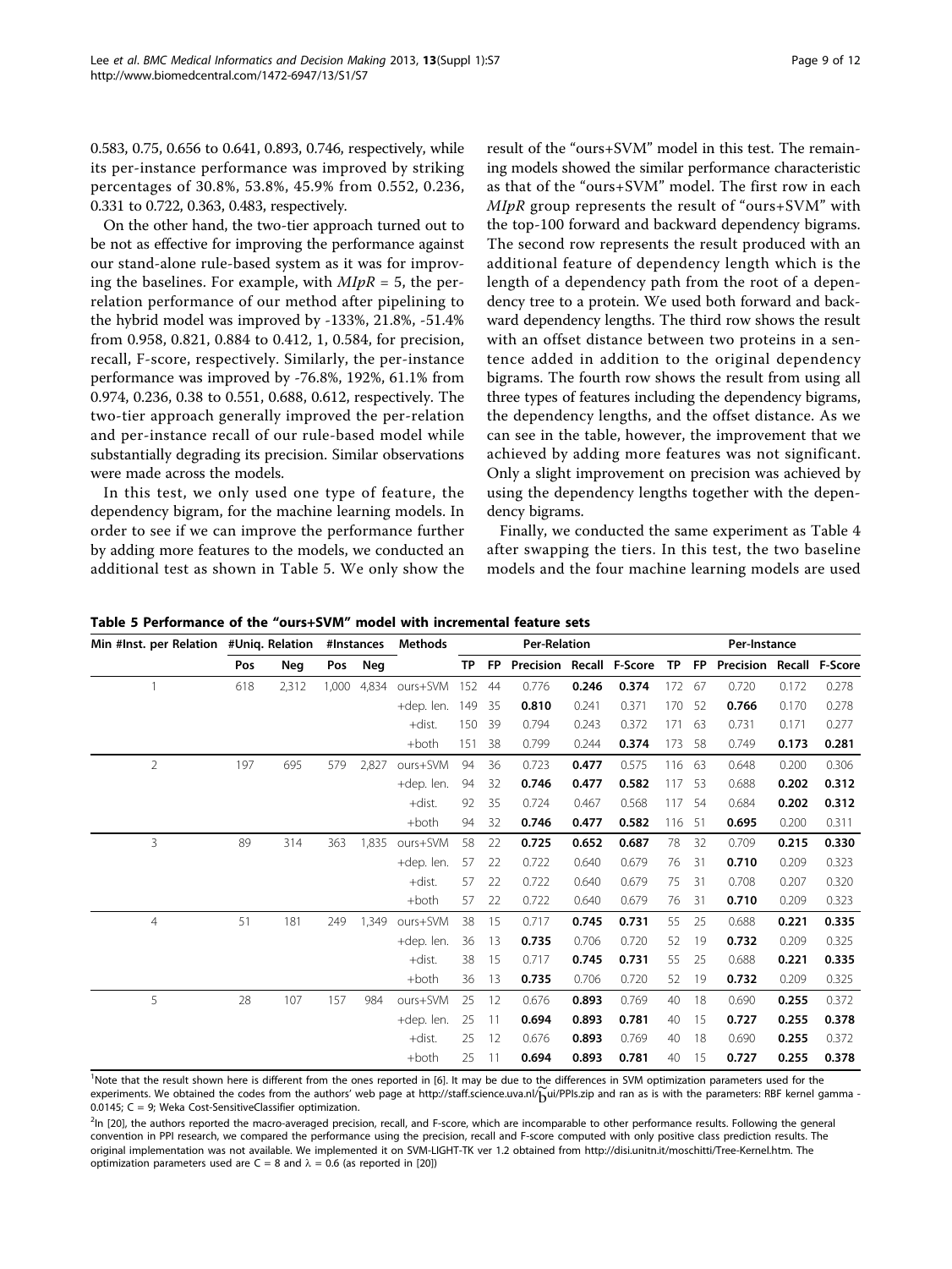0.583, 0.75, 0.656 to 0.641, 0.893, 0.746, respectively, while its per-instance performance was improved by striking percentages of 30.8%, 53.8%, 45.9% from 0.552, 0.236, 0.331 to 0.722, 0.363, 0.483, respectively.

On the other hand, the two-tier approach turned out to be not as effective for improving the performance against our stand-alone rule-based system as it was for improving the baselines. For example, with *MIpR* = 5, the per-relation performance of our method after pipelining to the hybrid model was improved by -133%, 21.8%, -51.4% from 0.958, 0.821, 0.884 to 0.412, 1, 0.584, for precision, recall, F-score, respectively. Similarly, the per-instance performance was improved by -76.8%, 192%, 61.1% from 0.974, 0.236, 0.38 to 0.551, 0.688, 0.612, respectively. The two-tier approach generally improved the per-relation and per-instance recall of our rule-based model while substantially degrading its precision. Similar observations were made across the models.

In this test, we only used one type of feature, the dependency bigram, for the machine learning models. In order to see if we can improve the performance further by adding more features to the models, we conducted an additional test as shown in Table 5. We only show the result of the "ours+SVM" model in this test. The remaining models showed the similar performance characteristic as that of the "ours+SVM" model. The first row in each *MIpR* group represents the result of "ours+SVM" with the top-100 forward and backward dependency bigrams. The second row represents the result produced with an additional feature of dependency length which is the length of a dependency path from the root of a dependency tree to a protein. We used both forward and backward dependency lengths. The third row shows the result with an offset distance between two proteins in a sentence added in addition to the original dependency bigrams. The fourth row shows the result from using all three types of features including the dependency bigrams, the dependency lengths, and the offset distance. As we can see in the table, however, the improvement that we achieved by adding more features was not significant. Only a slight improvement on precision was achieved by using the dependency lengths together with the dependency bigrams.

Finally, we conducted the same experiment as Table 4 after swapping the tiers. In this test, the two baseline models and the four machine learning models are used

**Table 5 Performance of the "ours+SVM" model with incremental feature sets**

| Min #Inst. per Relation | #Uniq. Relation | | #Instances | | Methods | Per-Relation | | | | | Per-Instance | | | | |
|---|---|---|---|---|---|---|---|---|---|---|---|---|---|---|---|
| | Pos | Neg | Pos | Neg | | TP | FP | Precision | Recall | F-Score | TP | FP | Precision | Recall | F-Score |
| 1 | 618 | 2,312 | 1,000 | 4,834 | ours+SVM | 152 | 44 | 0.776 | **0.246** | **0.374** | 172 | 67 | 0.720 | 0.172 | 0.278 |
| | | | | | +dep. len. | 149 | 35 | **0.810** | 0.241 | 0.371 | 170 | 52 | **0.766** | 0.170 | 0.278 |
| | | | | | +dist. | 150 | 39 | 0.794 | 0.243 | 0.372 | 171 | 63 | 0.731 | 0.171 | 0.277 |
| | | | | | +both | 151 | 38 | 0.799 | 0.244 | **0.374** | 173 | 58 | 0.749 | **0.173** | **0.281** |
| 2 | 197 | 695 | 579 | 2,827 | ours+SVM | 94 | 36 | 0.723 | **0.477** | 0.575 | 116 | 63 | 0.648 | 0.200 | 0.306 |
| | | | | | +dep. len. | 94 | 32 | **0.746** | **0.477** | **0.582** | 117 | 53 | 0.688 | **0.202** | **0.312** |
| | | | | | +dist. | 92 | 35 | 0.724 | 0.467 | 0.568 | 117 | 54 | 0.684 | **0.202** | **0.312** |
| | | | | | +both | 94 | 32 | **0.746** | **0.477** | **0.582** | 116 | 51 | **0.695** | 0.200 | 0.311 |
| 3 | 89 | 314 | 363 | 1,835 | ours+SVM | 58 | 22 | **0.725** | **0.652** | **0.687** | 78 | 32 | 0.709 | **0.215** | **0.330** |
| | | | | | +dep. len. | 57 | 22 | 0.722 | 0.640 | 0.679 | 76 | 31 | **0.710** | 0.209 | 0.323 |
| | | | | | +dist. | 57 | 22 | 0.722 | 0.640 | 0.679 | 75 | 31 | 0.708 | 0.207 | 0.320 |
| | | | | | +both | 57 | 22 | 0.722 | 0.640 | 0.679 | 76 | 31 | **0.710** | 0.209 | 0.323 |
| 4 | 51 | 181 | 249 | 1,349 | ours+SVM | 38 | 15 | 0.717 | **0.745** | **0.731** | 55 | 25 | 0.688 | **0.221** | **0.335** |
| | | | | | +dep. len. | 36 | 13 | **0.735** | 0.706 | 0.720 | 52 | 19 | **0.732** | 0.209 | 0.325 |
| | | | | | +dist. | 38 | 15 | 0.717 | **0.745** | **0.731** | 55 | 25 | 0.688 | **0.221** | **0.335** |
| | | | | | +both | 36 | 13 | **0.735** | 0.706 | 0.720 | 52 | 19 | **0.732** | 0.209 | 0.325 |
| 5 | 28 | 107 | 157 | 984 | ours+SVM | 25 | 12 | 0.676 | **0.893** | 0.769 | 40 | 18 | 0.690 | **0.255** | 0.372 |
| | | | | | +dep. len. | 25 | 11 | **0.694** | **0.893** | **0.781** | 40 | 15 | **0.727** | **0.255** | **0.378** |
| | | | | | +dist. | 25 | 12 | 0.676 | **0.893** | 0.769 | 40 | 18 | 0.690 | **0.255** | 0.372 |
| | | | | | +both | 25 | 11 | **0.694** | **0.893** | **0.781** | 40 | 15 | **0.727** | **0.255** | **0.378** |

[1]Note that the result shown here is different from the ones reported in [6]. It may be due to the differences in SVM optimization parameters used for the experiments. We obtained the codes from the authors' web page at http://staff.science.uva.nl/~bui/PPIs.zip and ran as is with the parameters: RBF kernel gamma - 0.0145; C = 9; Weka Cost-SensitiveClassifier optimization.

[2]In [20], the authors reported the macro-averaged precision, recall, and F-score, which are incomparable to other performance results. Following the general convention in PPI research, we compared the performance using the precision, recall and F-score computed with only positive class prediction results. The original implementation was not available. We implemented it on SVM-LIGHT-TK ver 1.2 obtained from http://disi.unitn.it/moschitti/Tree-Kernel.htm. The optimization parameters used are C = 8 and $\lambda$ = 0.6 (as reported in [20])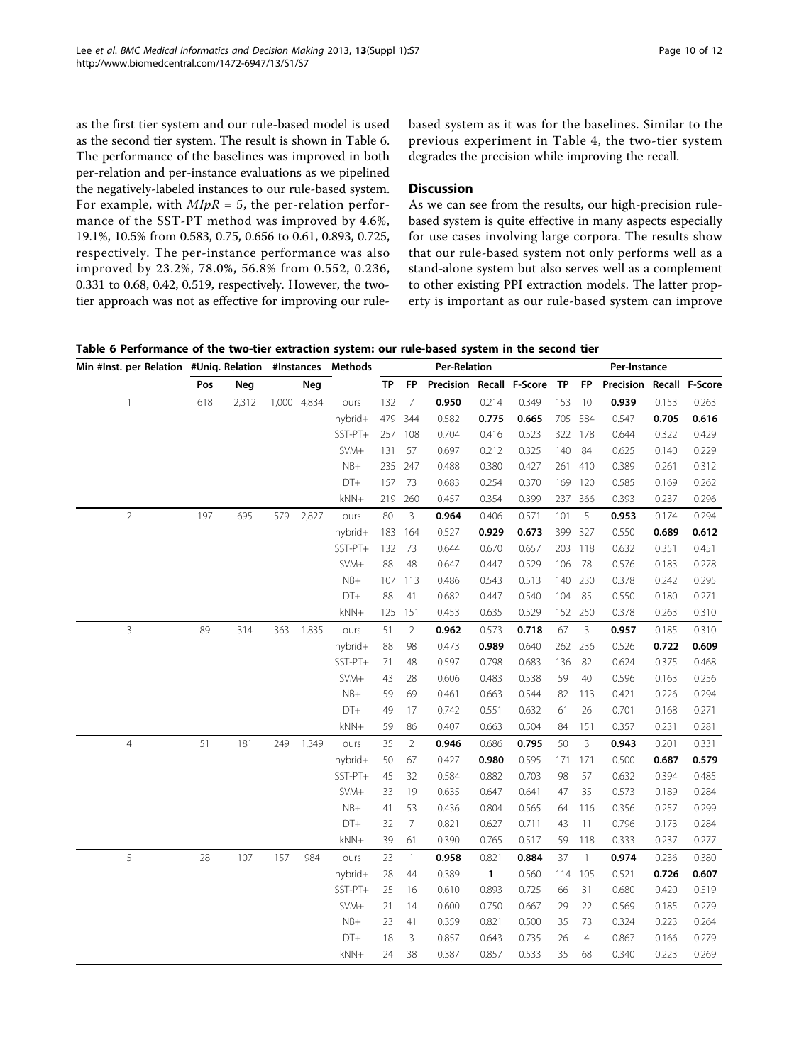as the first tier system and our rule-based model is used as the second tier system. The result is shown in Table 6. The performance of the baselines was improved in both per-relation and per-instance evaluations as we pipelined the negatively-labeled instances to our rule-based system. For example, with $MIpR = 5$, the per-relation performance of the SST-PT method was improved by 4.6%, 19.1%, 10.5% from 0.583, 0.75, 0.656 to 0.61, 0.893, 0.725, respectively. The per-instance performance was also improved by 23.2%, 78.0%, 56.8% from 0.552, 0.236, 0.331 to 0.68, 0.42, 0.519, respectively. However, the two-tier approach was not as effective for improving our rule-based system as it was for the baselines. Similar to the previous experiment in Table 4, the two-tier system degrades the precision while improving the recall.

## Discussion

As we can see from the results, our high-precision rule-based system is quite effective in many aspects especially for use cases involving large corpora. The results show that our rule-based system not only performs well as a stand-alone system but also serves well as a complement to other existing PPI extraction models. The latter property is important as our rule-based system can improve

**Table 6 Performance of the two-tier extraction system: our rule-based system in the second tier**

| Min #Inst. per Relation | #Uniq. Relation | | #Instances | | Methods | Per-Relation | | | | | Per-Instance | | | | |
|---|---|---|---|---|---|---|---|---|---|---|---|---|---|---|---|
| | Pos | Neg | | Neg | | TP | FP | Precision | Recall | F-Score | TP | FP | Precision | Recall | F-Score |
| 1 | 618 | 2,312 | 1,000 | 4,834 | ours | 132 | 7 | **0.950** | 0.214 | 0.349 | 153 | 10 | **0.939** | 0.153 | 0.263 |
| | | | | | hybrid+ | 479 | 344 | 0.582 | **0.775** | **0.665** | 705 | 584 | 0.547 | **0.705** | **0.616** |
| | | | | | SST-PT+ | 257 | 108 | 0.704 | 0.416 | 0.523 | 322 | 178 | 0.644 | 0.322 | 0.429 |
| | | | | | SVM+ | 131 | 57 | 0.697 | 0.212 | 0.325 | 140 | 84 | 0.625 | 0.140 | 0.229 |
| | | | | | NB+ | 235 | 247 | 0.488 | 0.380 | 0.427 | 261 | 410 | 0.389 | 0.261 | 0.312 |
| | | | | | DT+ | 157 | 73 | 0.683 | 0.254 | 0.370 | 169 | 120 | 0.585 | 0.169 | 0.262 |
| | | | | | kNN+ | 219 | 260 | 0.457 | 0.354 | 0.399 | 237 | 366 | 0.393 | 0.237 | 0.296 |
| 2 | 197 | 695 | 579 | 2,827 | ours | 80 | 3 | **0.964** | 0.406 | 0.571 | 101 | 5 | **0.953** | 0.174 | 0.294 |
| | | | | | hybrid+ | 183 | 164 | 0.527 | **0.929** | **0.673** | 399 | 327 | 0.550 | **0.689** | **0.612** |
| | | | | | SST-PT+ | 132 | 73 | 0.644 | 0.670 | 0.657 | 203 | 118 | 0.632 | 0.351 | 0.451 |
| | | | | | SVM+ | 88 | 48 | 0.647 | 0.447 | 0.529 | 106 | 78 | 0.576 | 0.183 | 0.278 |
| | | | | | NB+ | 107 | 113 | 0.486 | 0.543 | 0.513 | 140 | 230 | 0.378 | 0.242 | 0.295 |
| | | | | | DT+ | 88 | 41 | 0.682 | 0.447 | 0.540 | 104 | 85 | 0.550 | 0.180 | 0.271 |
| | | | | | kNN+ | 125 | 151 | 0.453 | 0.635 | 0.529 | 152 | 250 | 0.378 | 0.263 | 0.310 |
| 3 | 89 | 314 | 363 | 1,835 | ours | 51 | 2 | **0.962** | 0.573 | **0.718** | 67 | 3 | **0.957** | 0.185 | 0.310 |
| | | | | | hybrid+ | 88 | 98 | 0.473 | **0.989** | 0.640 | 262 | 236 | 0.526 | **0.722** | **0.609** |
| | | | | | SST-PT+ | 71 | 48 | 0.597 | 0.798 | 0.683 | 136 | 82 | 0.624 | 0.375 | 0.468 |
| | | | | | SVM+ | 43 | 28 | 0.606 | 0.483 | 0.538 | 59 | 40 | 0.596 | 0.163 | 0.256 |
| | | | | | NB+ | 59 | 69 | 0.461 | 0.663 | 0.544 | 82 | 113 | 0.421 | 0.226 | 0.294 |
| | | | | | DT+ | 49 | 17 | 0.742 | 0.551 | 0.632 | 61 | 26 | 0.701 | 0.168 | 0.271 |
| | | | | | kNN+ | 59 | 86 | 0.407 | 0.663 | 0.504 | 84 | 151 | 0.357 | 0.231 | 0.281 |
| 4 | 51 | 181 | 249 | 1,349 | ours | 35 | 2 | **0.946** | 0.686 | **0.795** | 50 | 3 | **0.943** | 0.201 | 0.331 |
| | | | | | hybrid+ | 50 | 67 | 0.427 | **0.980** | 0.595 | 171 | 171 | 0.500 | **0.687** | **0.579** |
| | | | | | SST-PT+ | 45 | 32 | 0.584 | 0.882 | 0.703 | 98 | 57 | 0.632 | 0.394 | 0.485 |
| | | | | | SVM+ | 33 | 19 | 0.635 | 0.647 | 0.641 | 47 | 35 | 0.573 | 0.189 | 0.284 |
| | | | | | NB+ | 41 | 53 | 0.436 | 0.804 | 0.565 | 64 | 116 | 0.356 | 0.257 | 0.299 |
| | | | | | DT+ | 32 | 7 | 0.821 | 0.627 | 0.711 | 43 | 11 | 0.796 | 0.173 | 0.284 |
| | | | | | kNN+ | 39 | 61 | 0.390 | 0.765 | 0.517 | 59 | 118 | 0.333 | 0.237 | 0.277 |
| 5 | 28 | 107 | 157 | 984 | ours | 23 | 1 | **0.958** | 0.821 | **0.884** | 37 | 1 | **0.974** | 0.236 | 0.380 |
| | | | | | hybrid+ | 28 | 44 | 0.389 | **1** | 0.560 | 114 | 105 | 0.521 | **0.726** | **0.607** |
| | | | | | SST-PT+ | 25 | 16 | 0.610 | 0.893 | 0.725 | 66 | 31 | 0.680 | 0.420 | 0.519 |
| | | | | | SVM+ | 21 | 14 | 0.600 | 0.750 | 0.667 | 29 | 22 | 0.569 | 0.185 | 0.279 |
| | | | | | NB+ | 23 | 41 | 0.359 | 0.821 | 0.500 | 35 | 73 | 0.324 | 0.223 | 0.264 |
| | | | | | DT+ | 18 | 3 | 0.857 | 0.643 | 0.735 | 26 | 4 | 0.867 | 0.166 | 0.279 |
| | | | | | kNN+ | 24 | 38 | 0.387 | 0.857 | 0.533 | 35 | 68 | 0.340 | 0.223 | 0.269 |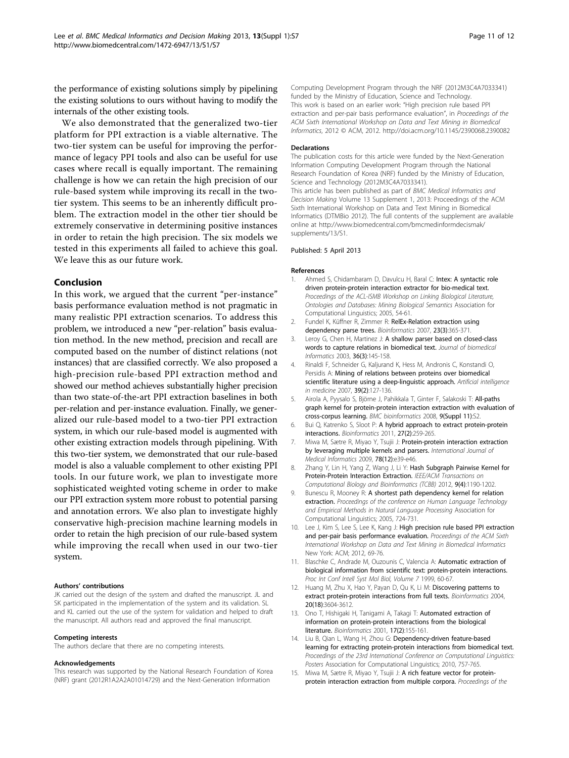the performance of existing solutions simply by pipelining the existing solutions to ours without having to modify the internals of the other existing tools.

We also demonstrated that the generalized two-tier platform for PPI extraction is a viable alternative. The two-tier system can be useful for improving the performance of legacy PPI tools and also can be useful for use cases where recall is equally important. The remaining challenge is how we can retain the high precision of our rule-based system while improving its recall in the two-tier system. This seems to be an inherently difficult problem. The extraction model in the other tier should be extremely conservative in determining positive instances in order to retain the high precision. The six models we tested in this experiments all failed to achieve this goal. We leave this as our future work.

## Conclusion

In this work, we argued that the current "per-instance" basis performance evaluation method is not pragmatic in many realistic PPI extraction scenarios. To address this problem, we introduced a new "per-relation" basis evaluation method. In the new method, precision and recall are computed based on the number of distinct relations (not instances) that are classified correctly. We also proposed a high-precision rule-based PPI extraction method and showed our method achieves substantially higher precision than two state-of-the-art PPI extraction baselines in both per-relation and per-instance evaluation. Finally, we generalized our rule-based model to a two-tier PPI extraction system, in which our rule-based model is augmented with other existing extraction models through pipelining. With this two-tier system, we demonstrated that our rule-based model is also a valuable complement to other existing PPI tools. In our future work, we plan to investigate more sophisticated weighted voting scheme in order to make our PPI extraction system more robust to potential parsing and annotation errors. We also plan to investigate highly conservative high-precision machine learning models in order to retain the high precision of our rule-based system while improving the recall when used in our two-tier system.

#### Authors' contributions

JK carried out the design of the system and drafted the manuscript. JL and SK participated in the implementation of the system and its validation. SL and KL carried out the use of the system for validation and helped to draft the manuscript. All authors read and approved the final manuscript.

#### Competing interests

The authors declare that there are no competing interests.

#### Acknowledgements

This research was supported by the National Research Foundation of Korea (NRF) grant (2012R1A2A2A01014729) and the Next-Generation Information Computing Development Program through the NRF (2012M3C4A7033341) funded by the Ministry of Education, Science and Technology.
This work is based on an earlier work: "High precision rule based PPI extraction and per-pair basis performance evaluation", in *Proceedings of the ACM Sixth International Workshop on Data and Text Mining in Biomedical Informatics*, 2012 © ACM, 2012. http://doi.acm.org/10.1145/2390068.2390082

#### Declarations

The publication costs for this article were funded by the Next-Generation Information Computing Development Program through the National Research Foundation of Korea (NRF) funded by the Ministry of Education, Science and Technology (2012M3C4A7033341).
This article has been published as part of *BMC Medical Informatics and Decision Making* Volume 13 Supplement 1, 2013: Proceedings of the ACM Sixth International Workshop on Data and Text Mining in Biomedical Informatics (DTMBio 2012). The full contents of the supplement are available online at http://www.biomedcentral.com/bmcmedinformdecismak/supplements/13/S1.

Published: 5 April 2013

#### References

1. Ahmed S, Chidambaram D, Davulcu H, Baral C: **Intex: A syntactic role driven protein-protein interaction extractor for bio-medical text.** *Proceedings of the ACL-ISMB Workshop on Linking Biological Literature, Ontologies and Databases: Mining Biological Semantics* Association for Computational Linguistics; 2005, 54-61.
2. Fundel K, Küffner R, Zimmer R: **RelEx-Relation extraction using dependency parse trees.** *Bioinformatics* 2007, **23(3)**:365-371.
3. Leroy G, Chen H, Martinez J: **A shallow parser based on closed-class words to capture relations in biomedical text.** *Journal of biomedical Informatics* 2003, **36(3)**:145-158.
4. Rinaldi F, Schneider G, Kaljurand K, Hess M, Andronis C, Konstandi O, Persidis A: **Mining of relations between proteins over biomedical scientific literature using a deep-linguistic approach.** *Artificial intelligence in medicine* 2007, **39(2)**:127-136.
5. Airola A, Pyysalo S, Björne J, Pahikkala T, Ginter F, Salakoski T: **All-paths graph kernel for protein-protein interaction extraction with evaluation of cross-corpus learning.** *BMC bioinformatics* 2008, **9(Suppl 11)**:S2.
6. Bui Q, Katrenko S, Sloot P: **A hybrid approach to extract protein-protein interactions.** *Bioinformatics* 2011, **27(2)**:259-265.
7. Miwa M, Sætre R, Miyao Y, Tsujii J: **Protein-protein interaction extraction by leveraging multiple kernels and parsers.** *International Journal of Medical Informatics* 2009, **78(12)**:e39-e46.
8. Zhang Y, Lin H, Yang Z, Wang J, Li Y: **Hash Subgraph Pairwise Kernel for Protein-Protein Interaction Extraction.** *IEEE/ACM Transactions on Computational Biology and Bioinformatics (TCBB)* 2012, **9(4)**:1190-1202.
9. Bunescu R, Mooney R: **A shortest path dependency kernel for relation extraction.** *Proceedings of the conference on Human Language Technology and Empirical Methods in Natural Language Processing* Association for Computational Linguistics; 2005, 724-731.
10. Lee J, Kim S, Lee S, Lee K, Kang J: **High precision rule based PPI extraction and per-pair basis performance evaluation.** *Proceedings of the ACM Sixth International Workshop on Data and Text Mining in Biomedical Informatics* New York: ACM; 2012, 69-76.
11. Blaschke C, Andrade M, Ouzounis C, Valencia A: **Automatic extraction of biological information from scientific text: protein-protein interactions.** *Proc Int Conf Intell Syst Mol Biol, Volume 7* 1999, 60-67.
12. Huang M, Zhu X, Hao Y, Payan D, Qu K, Li M: **Discovering patterns to extract protein-protein interactions from full texts.** *Bioinformatics* 2004, **20(18)**:3604-3612.
13. Ono T, Hishigaki H, Tanigami A, Takagi T: **Automated extraction of information on protein-protein interactions from the biological literature.** *Bioinformatics* 2001, **17(2)**:155-161.
14. Liu B, Qian L, Wang H, Zhou G: **Dependency-driven feature-based learning for extracting protein-protein interactions from biomedical text.** *Proceedings of the 23rd International Conference on Computational Linguistics: Posters* Association for Computational Linguistics; 2010, 757-765.
15. Miwa M, Sætre R, Miyao Y, Tsujii J: **A rich feature vector for protein-protein interaction extraction from multiple corpora.** *Proceedings of the*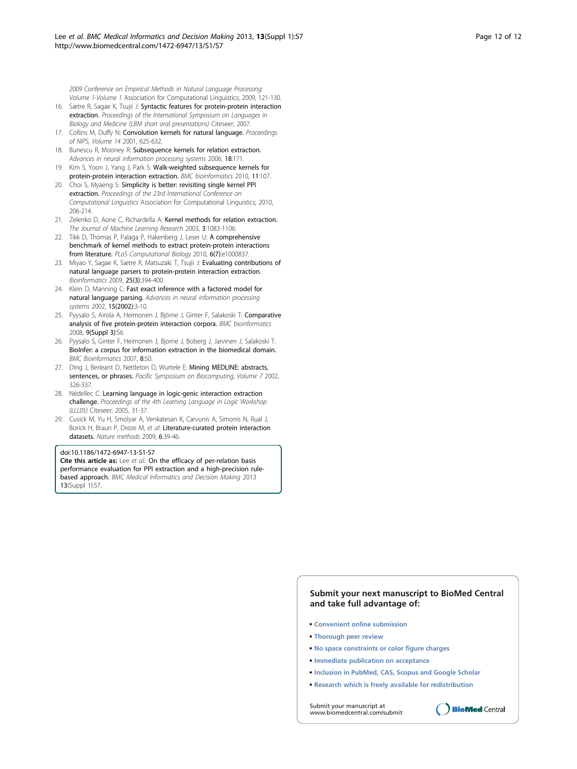2009 Conference on Empirical Methods in Natural Language Processing: Volume 1-Volume 1 Association for Computational Linguistics; 2009, 121-130.

16. Sætre R, Sagae K, Tsujii J: **Syntactic features for protein-protein interaction extraction.** *Proceedings of the International Symposium on Languages in Biology and Medicine (LBM short oral presentations)* Citeseer; 2007.
17. Collins M, Duffy N: **Convolution kernels for natural language.** *Proceedings of NIPS, Volume 14* 2001, 625-632.
18. Bunescu R, Mooney R: **Subsequence kernels for relation extraction.** *Advances in neural information processing systems* 2006, **18**:171.
19. Kim S, Yoon J, Yang J, Park S: **Walk-weighted subsequence kernels for protein-protein interaction extraction.** *BMC bioinformatics* 2010, **11**:107.
20. Choi S, Myaeng S: **Simplicity is better: revisiting single kernel PPI extraction.** *Proceedings of the 23rd International Conference on Computational Linguistics* Association for Computational Linguistics; 2010, 206-214.
21. Zelenko D, Aone C, Richardella A: **Kernel methods for relation extraction.** *The Journal of Machine Learning Research* 2003, **3**:1083-1106.
22. Tikk D, Thomas P, Palaga P, Hakenberg J, Leser U: **A comprehensive benchmark of kernel methods to extract protein-protein interactions from literature.** *PLoS Computational Biology* 2010, **6(7)**:e1000837.
23. Miyao Y, Sagae K, Sætre R, Matsuzaki T, Tsujii J: **Evaluating contributions of natural language parsers to protein-protein interaction extraction.** *Bioinformatics* 2009, **25(3)**:394-400.
24. Klein D, Manning C: **Fast exact inference with a factored model for natural language parsing.** *Advances in neural information processing systems* 2002, **15(2002)**:3-10.
25. Pyysalo S, Airola A, Heimonen J, Björne J, Ginter F, Salakoski T: **Comparative analysis of five protein-protein interaction corpora.** *BMC bioinformatics* 2008, **9(Suppl 3)**:S6.
26. Pyysalo S, Ginter F, Heimonen J, Bjorne J, Boberg J, Jarvinen J, Salakoski T: **BioInfer: a corpus for information extraction in the biomedical domain.** *BMC Bioinformatics* 2007, **8**:50.
27. Ding J, Berleant D, Nettleton D, Wurtele E: **Mining MEDLINE: abstracts, sentences, or phrases.** *Pacific Symposium on Biocomputing, Volume 7* 2002, 326-337.
28. Nédellec C: **Learning language in logic-genic interaction extraction challenge.** *Proceedings of the 4th Learning Language in Logic Workshop (LLL05)* Citeseer; 2005, 31-37.
29. Cusick M, Yu H, Smolyar A, Venkatesan K, Carvunis A, Simonis N, Rual J, Borick H, Braun P, Dreze M, *et al*: **Literature-curated protein interaction datasets.** *Nature methods* 2009, **6**:39-46.

doi:10.1186/1472-6947-13-S1-S7

**Cite this article as:** Lee *et al.*: On the efficacy of per-relation basis performance evaluation for PPI extraction and a high-precision rule-based approach. *BMC Medical Informatics and Decision Making* 2013 **13**(Suppl 1):S7.

**Submit your next manuscript to BioMed Central and take full advantage of:**

- **Convenient online submission**
- **Thorough peer review**
- **No space constraints or color figure charges**
- **Immediate publication on acceptance**
- **Inclusion in PubMed, CAS, Scopus and Google Scholar**
- **Research which is freely available for redistribution**

Submit your manuscript at www.biomedcentral.com/submit

BioMed Central